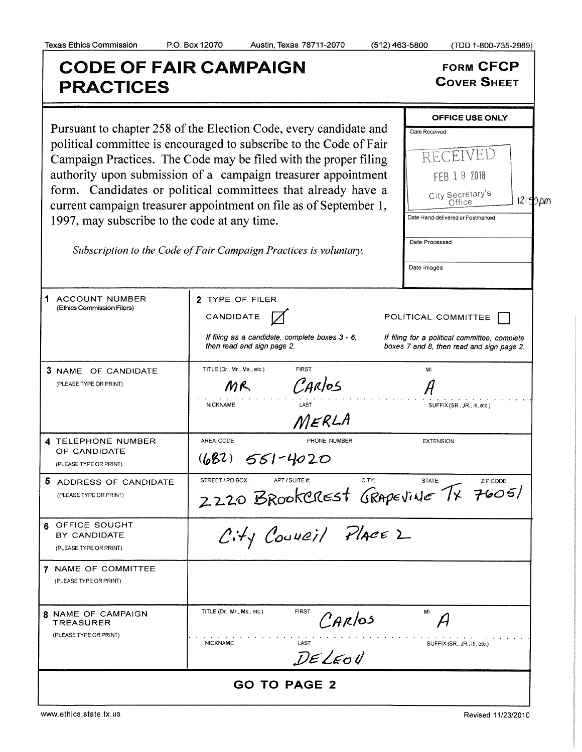Texas Ethics Commission P.O. Box 12070 Austin, Texas 78711-2070 (512) 463-5800 (TDD 1-800-735-2989)

# CODE OF FAIR CAMPAIGN PRACTICES

**FORM CFCP**
**COVER SHEET**

Pursuant to chapter 258 of the Election Code, every candidate and political committee is encouraged to subscribe to the Code of Fair Campaign Practices. The Code may be filed with the proper filing authority upon submission of a campaign treasurer appointment form. Candidates or political committees that already have a current campaign treasurer appointment on file as of September 1, 1997, may subscribe to the code at any time.

*Subscription to the Code of Fair Campaign Practices is voluntary.*

**OFFICE USE ONLY**

Date Received: RECEIVED FEB 19 2018 City Secretary's Office 12:50pm

Date Hand-delivered or Postmarked:

Date Processed:

Date Imaged:

| | |
|---|---|
| **1** ACCOUNT NUMBER (Ethics Commission Filers) | **2** TYPE OF FILER<br>CANDIDATE [X] POLITICAL COMMITTEE [ ]<br>*If filing as a candidate, complete boxes 3 - 6, then read and sign page 2.*<br>*If filing for a political committee, complete boxes 7 and 8, then read and sign page 2.* |
| **3** NAME OF CANDIDATE (PLEASE TYPE OR PRINT) | TITLE (Dr., Mr., Ms., etc.): MR<br>FIRST: CARLOS<br>MI: A<br>NICKNAME:<br>LAST: MERLA<br>SUFFIX (SR., JR., III, etc.): |
| **4** TELEPHONE NUMBER OF CANDIDATE (PLEASE TYPE OR PRINT) | AREA CODE: (682)<br>PHONE NUMBER: 551-4020<br>EXTENSION: |
| **5** ADDRESS OF CANDIDATE (PLEASE TYPE OR PRINT) | STREET / PO BOX: 2220 BROOKCREST<br>APT / SUITE #:<br>CITY: GRAPEVINE<br>STATE: TX<br>ZIP CODE: 76051 |
| **6** OFFICE SOUGHT BY CANDIDATE (PLEASE TYPE OR PRINT) | City Council Place 2 |
| **7** NAME OF COMMITTEE (PLEASE TYPE OR PRINT) | |
| **8** NAME OF CAMPAIGN TREASURER (PLEASE TYPE OR PRINT) | TITLE (Dr., Mr., Ms., etc.):<br>FIRST: CARLOS<br>MI: A<br>NICKNAME:<br>LAST: DELEON<br>SUFFIX (SR., JR., III, etc.): |

**GO TO PAGE 2**

www.ethics.state.tx.us Revised 11/23/2010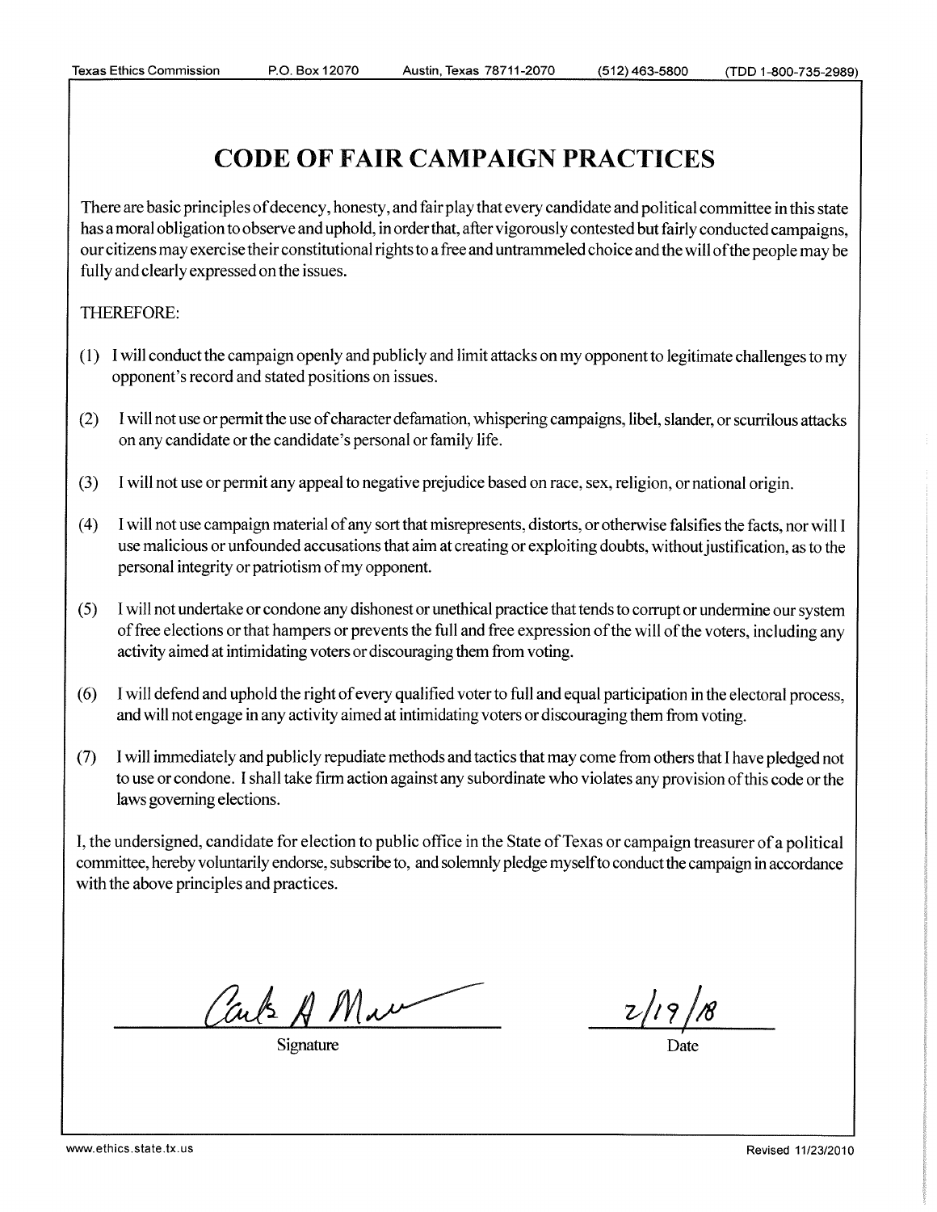Texas Ethics Commission P.O. Box 12070 Austin, Texas 78711-2070 (512) 463-5800 (TDD 1-800-735-2989)

# CODE OF FAIR CAMPAIGN PRACTICES

There are basic principles of decency, honesty, and fair play that every candidate and political committee in this state has a moral obligation to observe and uphold, in order that, after vigorously contested but fairly conducted campaigns, our citizens may exercise their constitutional rights to a free and untrammeled choice and the will of the people may be fully and clearly expressed on the issues.

THEREFORE:

(1) I will conduct the campaign openly and publicly and limit attacks on my opponent to legitimate challenges to my opponent's record and stated positions on issues.

(2) I will not use or permit the use of character defamation, whispering campaigns, libel, slander, or scurrilous attacks on any candidate or the candidate's personal or family life.

(3) I will not use or permit any appeal to negative prejudice based on race, sex, religion, or national origin.

(4) I will not use campaign material of any sort that misrepresents, distorts, or otherwise falsifies the facts, nor will I use malicious or unfounded accusations that aim at creating or exploiting doubts, without justification, as to the personal integrity or patriotism of my opponent.

(5) I will not undertake or condone any dishonest or unethical practice that tends to corrupt or undermine our system of free elections or that hampers or prevents the full and free expression of the will of the voters, including any activity aimed at intimidating voters or discouraging them from voting.

(6) I will defend and uphold the right of every qualified voter to full and equal participation in the electoral process, and will not engage in any activity aimed at intimidating voters or discouraging them from voting.

(7) I will immediately and publicly repudiate methods and tactics that may come from others that I have pledged not to use or condone. I shall take firm action against any subordinate who violates any provision of this code or the laws governing elections.

I, the undersigned, candidate for election to public office in the State of Texas or campaign treasurer of a political committee, hereby voluntarily endorse, subscribe to, and solemnly pledge myself to conduct the campaign in accordance with the above principles and practices.

Carlos A Mar

Signature

2/19/18

Date

www.ethics.state.tx.us

Revised 11/23/2010